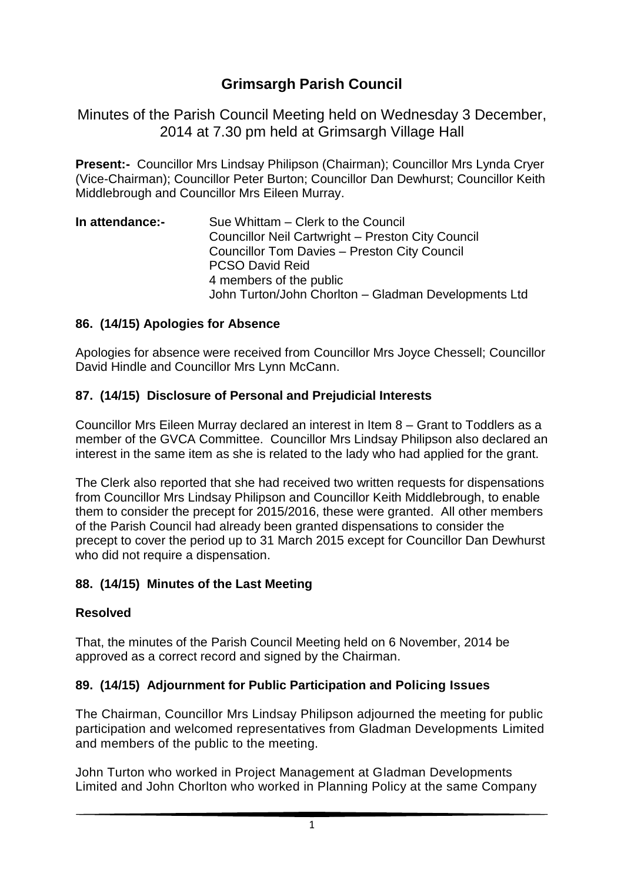# Grimsargh Parish Council

Minutes of the Parish Council Meeting held on Wednesday 3 December, 2014 at 7.30 pm held at Grimsargh Village Hall

**Present:-** Councillor Mrs Lindsay Philipson (Chairman); Councillor Mrs Lynda Cryer (Vice-Chairman); Councillor Peter Burton; Councillor Dan Dewhurst; Councillor Keith Middlebrough and Councillor Mrs Eileen Murray.

**In attendance:-** Sue Whittam – Clerk to the Council
Councillor Neil Cartwright – Preston City Council
Councillor Tom Davies – Preston City Council
PCSO David Reid
4 members of the public
John Turton/John Chorlton – Gladman Developments Ltd

### 86. (14/15) Apologies for Absence

Apologies for absence were received from Councillor Mrs Joyce Chessell; Councillor David Hindle and Councillor Mrs Lynn McCann.

### 87. (14/15) Disclosure of Personal and Prejudicial Interests

Councillor Mrs Eileen Murray declared an interest in Item 8 – Grant to Toddlers as a member of the GVCA Committee. Councillor Mrs Lindsay Philipson also declared an interest in the same item as she is related to the lady who had applied for the grant.

The Clerk also reported that she had received two written requests for dispensations from Councillor Mrs Lindsay Philipson and Councillor Keith Middlebrough, to enable them to consider the precept for 2015/2016, these were granted. All other members of the Parish Council had already been granted dispensations to consider the precept to cover the period up to 31 March 2015 except for Councillor Dan Dewhurst who did not require a dispensation.

### 88. (14/15) Minutes of the Last Meeting

**Resolved**

That, the minutes of the Parish Council Meeting held on 6 November, 2014 be approved as a correct record and signed by the Chairman.

### 89. (14/15) Adjournment for Public Participation and Policing Issues

The Chairman, Councillor Mrs Lindsay Philipson adjourned the meeting for public participation and welcomed representatives from Gladman Developments Limited and members of the public to the meeting.

John Turton who worked in Project Management at Gladman Developments Limited and John Chorlton who worked in Planning Policy at the same Company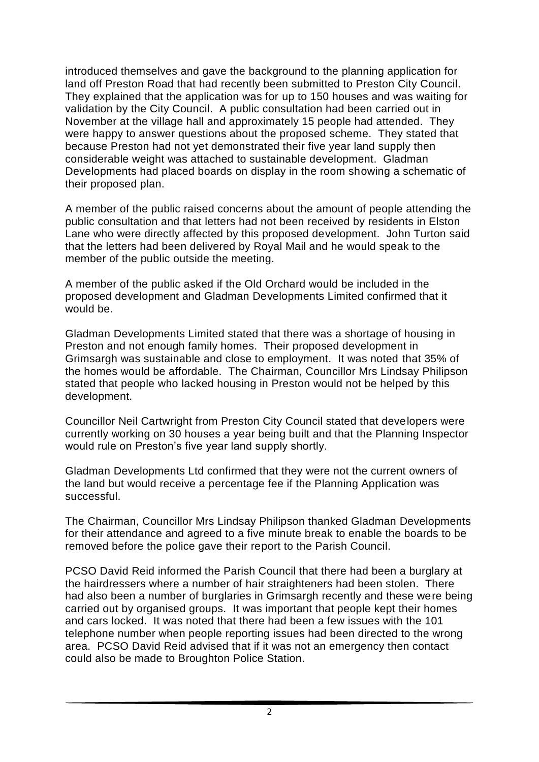introduced themselves and gave the background to the planning application for land off Preston Road that had recently been submitted to Preston City Council. They explained that the application was for up to 150 houses and was waiting for validation by the City Council. A public consultation had been carried out in November at the village hall and approximately 15 people had attended. They were happy to answer questions about the proposed scheme. They stated that because Preston had not yet demonstrated their five year land supply then considerable weight was attached to sustainable development. Gladman Developments had placed boards on display in the room showing a schematic of their proposed plan.

A member of the public raised concerns about the amount of people attending the public consultation and that letters had not been received by residents in Elston Lane who were directly affected by this proposed development. John Turton said that the letters had been delivered by Royal Mail and he would speak to the member of the public outside the meeting.

A member of the public asked if the Old Orchard would be included in the proposed development and Gladman Developments Limited confirmed that it would be.

Gladman Developments Limited stated that there was a shortage of housing in Preston and not enough family homes. Their proposed development in Grimsargh was sustainable and close to employment. It was noted that 35% of the homes would be affordable. The Chairman, Councillor Mrs Lindsay Philipson stated that people who lacked housing in Preston would not be helped by this development.

Councillor Neil Cartwright from Preston City Council stated that developers were currently working on 30 houses a year being built and that the Planning Inspector would rule on Preston's five year land supply shortly.

Gladman Developments Ltd confirmed that they were not the current owners of the land but would receive a percentage fee if the Planning Application was successful.

The Chairman, Councillor Mrs Lindsay Philipson thanked Gladman Developments for their attendance and agreed to a five minute break to enable the boards to be removed before the police gave their report to the Parish Council.

PCSO David Reid informed the Parish Council that there had been a burglary at the hairdressers where a number of hair straighteners had been stolen. There had also been a number of burglaries in Grimsargh recently and these were being carried out by organised groups. It was important that people kept their homes and cars locked. It was noted that there had been a few issues with the 101 telephone number when people reporting issues had been directed to the wrong area. PCSO David Reid advised that if it was not an emergency then contact could also be made to Broughton Police Station.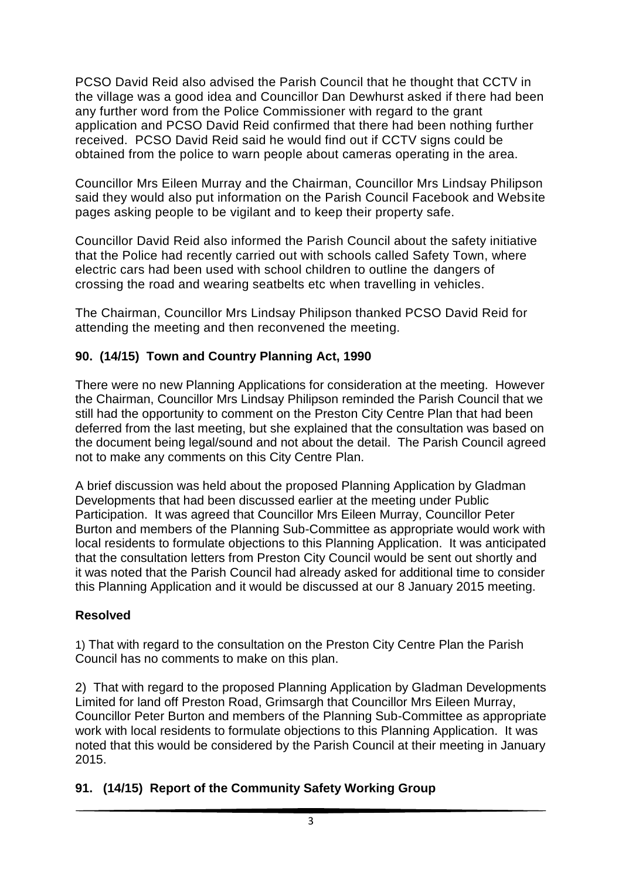PCSO David Reid also advised the Parish Council that he thought that CCTV in the village was a good idea and Councillor Dan Dewhurst asked if there had been any further word from the Police Commissioner with regard to the grant application and PCSO David Reid confirmed that there had been nothing further received. PCSO David Reid said he would find out if CCTV signs could be obtained from the police to warn people about cameras operating in the area.

Councillor Mrs Eileen Murray and the Chairman, Councillor Mrs Lindsay Philipson said they would also put information on the Parish Council Facebook and Website pages asking people to be vigilant and to keep their property safe.

Councillor David Reid also informed the Parish Council about the safety initiative that the Police had recently carried out with schools called Safety Town, where electric cars had been used with school children to outline the dangers of crossing the road and wearing seatbelts etc when travelling in vehicles.

The Chairman, Councillor Mrs Lindsay Philipson thanked PCSO David Reid for attending the meeting and then reconvened the meeting.

## 90. (14/15) Town and Country Planning Act, 1990

There were no new Planning Applications for consideration at the meeting. However the Chairman, Councillor Mrs Lindsay Philipson reminded the Parish Council that we still had the opportunity to comment on the Preston City Centre Plan that had been deferred from the last meeting, but she explained that the consultation was based on the document being legal/sound and not about the detail. The Parish Council agreed not to make any comments on this City Centre Plan.

A brief discussion was held about the proposed Planning Application by Gladman Developments that had been discussed earlier at the meeting under Public Participation. It was agreed that Councillor Mrs Eileen Murray, Councillor Peter Burton and members of the Planning Sub-Committee as appropriate would work with local residents to formulate objections to this Planning Application. It was anticipated that the consultation letters from Preston City Council would be sent out shortly and it was noted that the Parish Council had already asked for additional time to consider this Planning Application and it would be discussed at our 8 January 2015 meeting.

### Resolved

1) That with regard to the consultation on the Preston City Centre Plan the Parish Council has no comments to make on this plan.

2) That with regard to the proposed Planning Application by Gladman Developments Limited for land off Preston Road, Grimsargh that Councillor Mrs Eileen Murray, Councillor Peter Burton and members of the Planning Sub-Committee as appropriate work with local residents to formulate objections to this Planning Application. It was noted that this would be considered by the Parish Council at their meeting in January 2015.

## 91. (14/15) Report of the Community Safety Working Group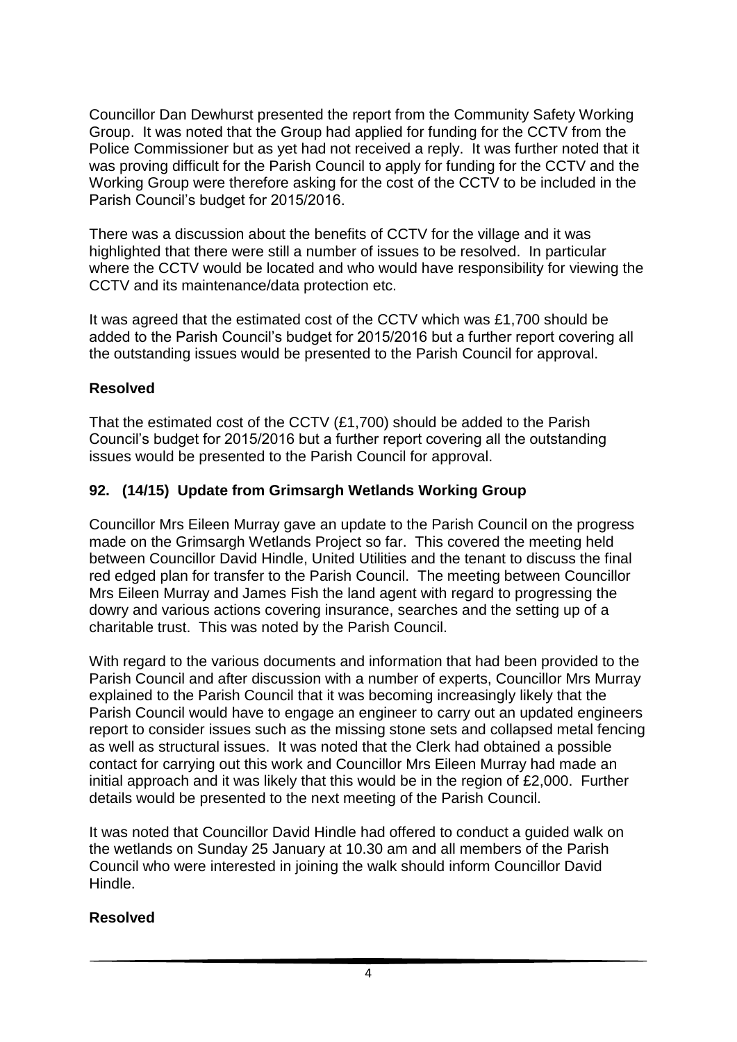Councillor Dan Dewhurst presented the report from the Community Safety Working Group. It was noted that the Group had applied for funding for the CCTV from the Police Commissioner but as yet had not received a reply. It was further noted that it was proving difficult for the Parish Council to apply for funding for the CCTV and the Working Group were therefore asking for the cost of the CCTV to be included in the Parish Council's budget for 2015/2016.

There was a discussion about the benefits of CCTV for the village and it was highlighted that there were still a number of issues to be resolved. In particular where the CCTV would be located and who would have responsibility for viewing the CCTV and its maintenance/data protection etc.

It was agreed that the estimated cost of the CCTV which was £1,700 should be added to the Parish Council's budget for 2015/2016 but a further report covering all the outstanding issues would be presented to the Parish Council for approval.

**Resolved**

That the estimated cost of the CCTV (£1,700) should be added to the Parish Council's budget for 2015/2016 but a further report covering all the outstanding issues would be presented to the Parish Council for approval.

## 92. (14/15) Update from Grimsargh Wetlands Working Group

Councillor Mrs Eileen Murray gave an update to the Parish Council on the progress made on the Grimsargh Wetlands Project so far. This covered the meeting held between Councillor David Hindle, United Utilities and the tenant to discuss the final red edged plan for transfer to the Parish Council. The meeting between Councillor Mrs Eileen Murray and James Fish the land agent with regard to progressing the dowry and various actions covering insurance, searches and the setting up of a charitable trust. This was noted by the Parish Council.

With regard to the various documents and information that had been provided to the Parish Council and after discussion with a number of experts, Councillor Mrs Murray explained to the Parish Council that it was becoming increasingly likely that the Parish Council would have to engage an engineer to carry out an updated engineers report to consider issues such as the missing stone sets and collapsed metal fencing as well as structural issues. It was noted that the Clerk had obtained a possible contact for carrying out this work and Councillor Mrs Eileen Murray had made an initial approach and it was likely that this would be in the region of £2,000. Further details would be presented to the next meeting of the Parish Council.

It was noted that Councillor David Hindle had offered to conduct a guided walk on the wetlands on Sunday 25 January at 10.30 am and all members of the Parish Council who were interested in joining the walk should inform Councillor David Hindle.

**Resolved**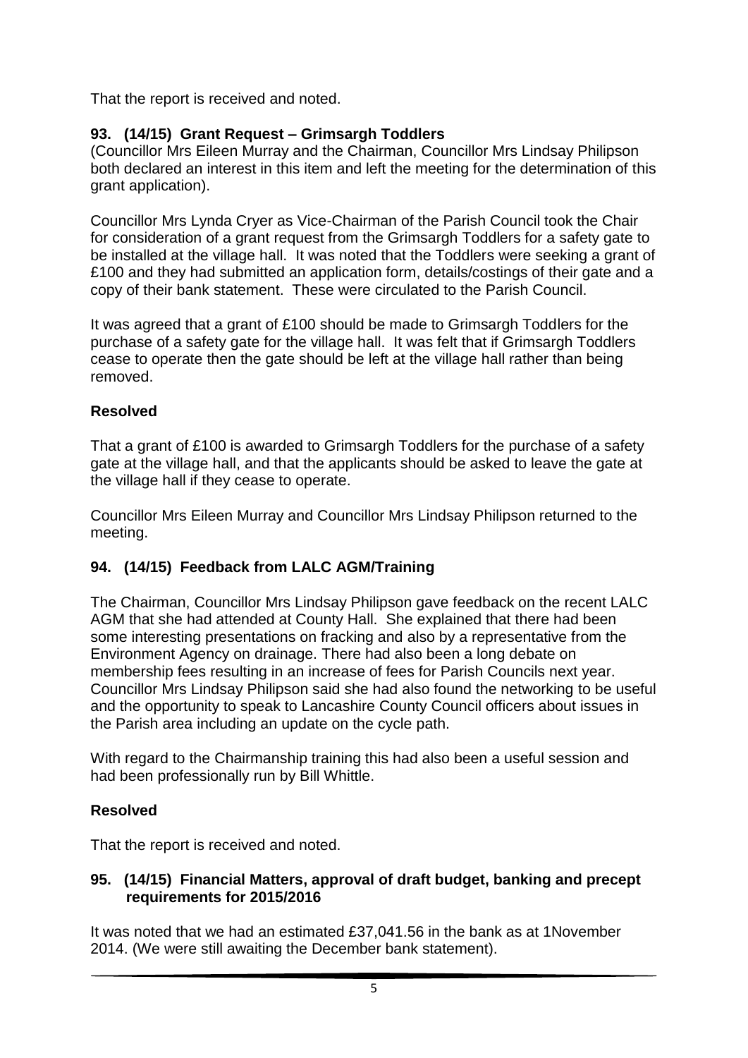That the report is received and noted.

### 93. (14/15) Grant Request – Grimsargh Toddlers

(Councillor Mrs Eileen Murray and the Chairman, Councillor Mrs Lindsay Philipson both declared an interest in this item and left the meeting for the determination of this grant application).

Councillor Mrs Lynda Cryer as Vice-Chairman of the Parish Council took the Chair for consideration of a grant request from the Grimsargh Toddlers for a safety gate to be installed at the village hall. It was noted that the Toddlers were seeking a grant of £100 and they had submitted an application form, details/costings of their gate and a copy of their bank statement. These were circulated to the Parish Council.

It was agreed that a grant of £100 should be made to Grimsargh Toddlers for the purchase of a safety gate for the village hall. It was felt that if Grimsargh Toddlers cease to operate then the gate should be left at the village hall rather than being removed.

**Resolved**

That a grant of £100 is awarded to Grimsargh Toddlers for the purchase of a safety gate at the village hall, and that the applicants should be asked to leave the gate at the village hall if they cease to operate.

Councillor Mrs Eileen Murray and Councillor Mrs Lindsay Philipson returned to the meeting.

### 94. (14/15) Feedback from LALC AGM/Training

The Chairman, Councillor Mrs Lindsay Philipson gave feedback on the recent LALC AGM that she had attended at County Hall. She explained that there had been some interesting presentations on fracking and also by a representative from the Environment Agency on drainage. There had also been a long debate on membership fees resulting in an increase of fees for Parish Councils next year. Councillor Mrs Lindsay Philipson said she had also found the networking to be useful and the opportunity to speak to Lancashire County Council officers about issues in the Parish area including an update on the cycle path.

With regard to the Chairmanship training this had also been a useful session and had been professionally run by Bill Whittle.

**Resolved**

That the report is received and noted.

### 95. (14/15) Financial Matters, approval of draft budget, banking and precept requirements for 2015/2016

It was noted that we had an estimated £37,041.56 in the bank as at 1November 2014. (We were still awaiting the December bank statement).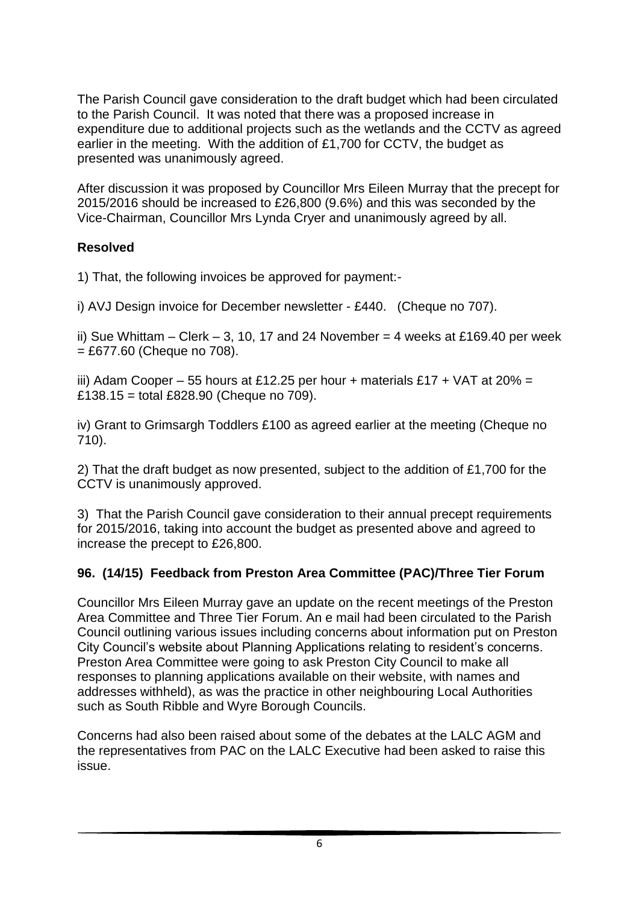The Parish Council gave consideration to the draft budget which had been circulated to the Parish Council. It was noted that there was a proposed increase in expenditure due to additional projects such as the wetlands and the CCTV as agreed earlier in the meeting. With the addition of £1,700 for CCTV, the budget as presented was unanimously agreed.

After discussion it was proposed by Councillor Mrs Eileen Murray that the precept for 2015/2016 should be increased to £26,800 (9.6%) and this was seconded by the Vice-Chairman, Councillor Mrs Lynda Cryer and unanimously agreed by all.

**Resolved**

1) That, the following invoices be approved for payment:-

i) AVJ Design invoice for December newsletter - £440. (Cheque no 707).

ii) Sue Whittam – Clerk – 3, 10, 17 and 24 November = 4 weeks at £169.40 per week = £677.60 (Cheque no 708).

iii) Adam Cooper – 55 hours at £12.25 per hour + materials £17 + VAT at 20% = £138.15 = total £828.90 (Cheque no 709).

iv) Grant to Grimsargh Toddlers £100 as agreed earlier at the meeting (Cheque no 710).

2) That the draft budget as now presented, subject to the addition of £1,700 for the CCTV is unanimously approved.

3) That the Parish Council gave consideration to their annual precept requirements for 2015/2016, taking into account the budget as presented above and agreed to increase the precept to £26,800.

## 96. (14/15) Feedback from Preston Area Committee (PAC)/Three Tier Forum

Councillor Mrs Eileen Murray gave an update on the recent meetings of the Preston Area Committee and Three Tier Forum. An e mail had been circulated to the Parish Council outlining various issues including concerns about information put on Preston City Council's website about Planning Applications relating to resident's concerns. Preston Area Committee were going to ask Preston City Council to make all responses to planning applications available on their website, with names and addresses withheld), as was the practice in other neighbouring Local Authorities such as South Ribble and Wyre Borough Councils.

Concerns had also been raised about some of the debates at the LALC AGM and the representatives from PAC on the LALC Executive had been asked to raise this issue.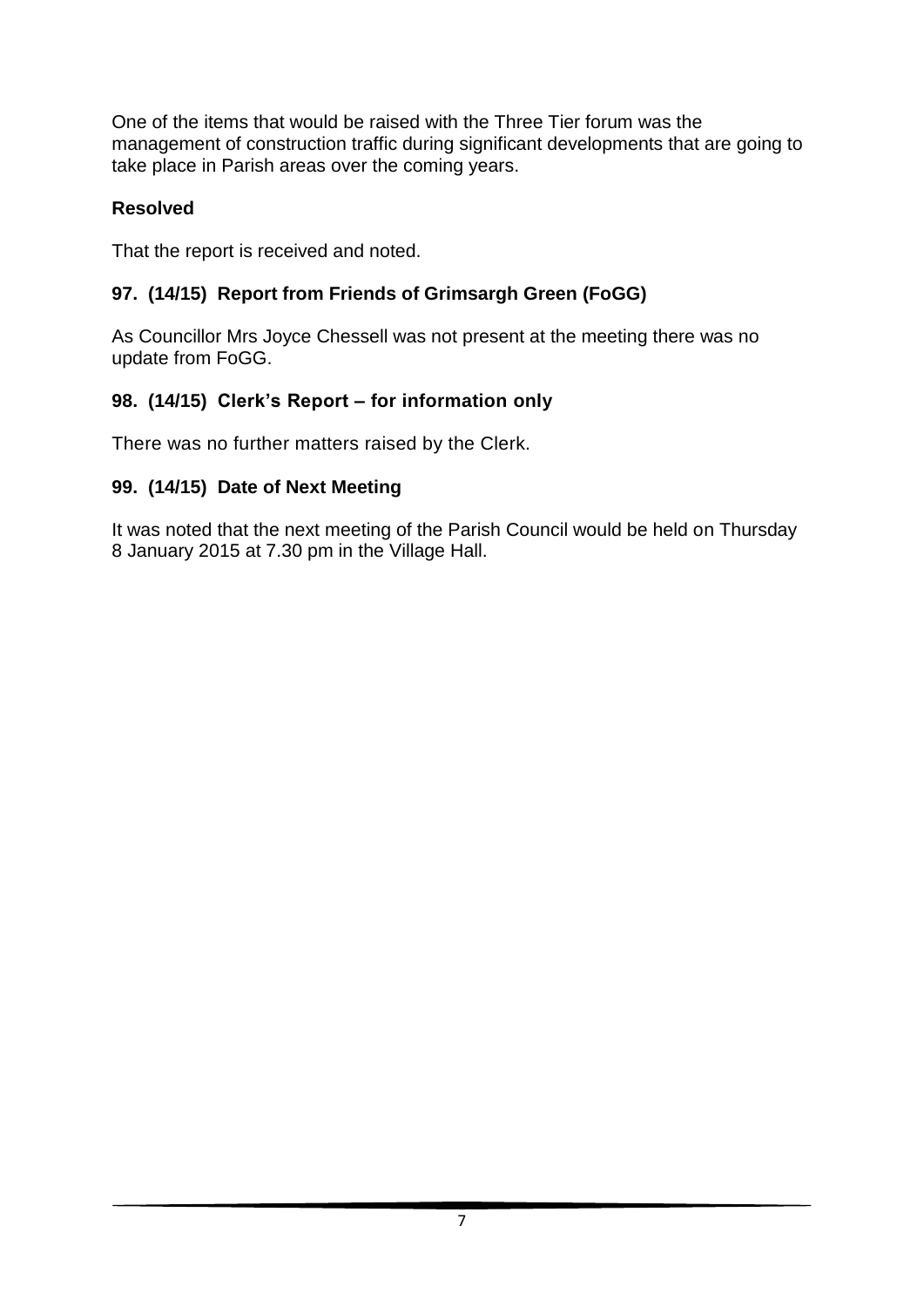One of the items that would be raised with the Three Tier forum was the management of construction traffic during significant developments that are going to take place in Parish areas over the coming years.

**Resolved**

That the report is received and noted.

### 97. (14/15) Report from Friends of Grimsargh Green (FoGG)

As Councillor Mrs Joyce Chessell was not present at the meeting there was no update from FoGG.

### 98. (14/15) Clerk's Report – for information only

There was no further matters raised by the Clerk.

### 99. (14/15) Date of Next Meeting

It was noted that the next meeting of the Parish Council would be held on Thursday 8 January 2015 at 7.30 pm in the Village Hall.